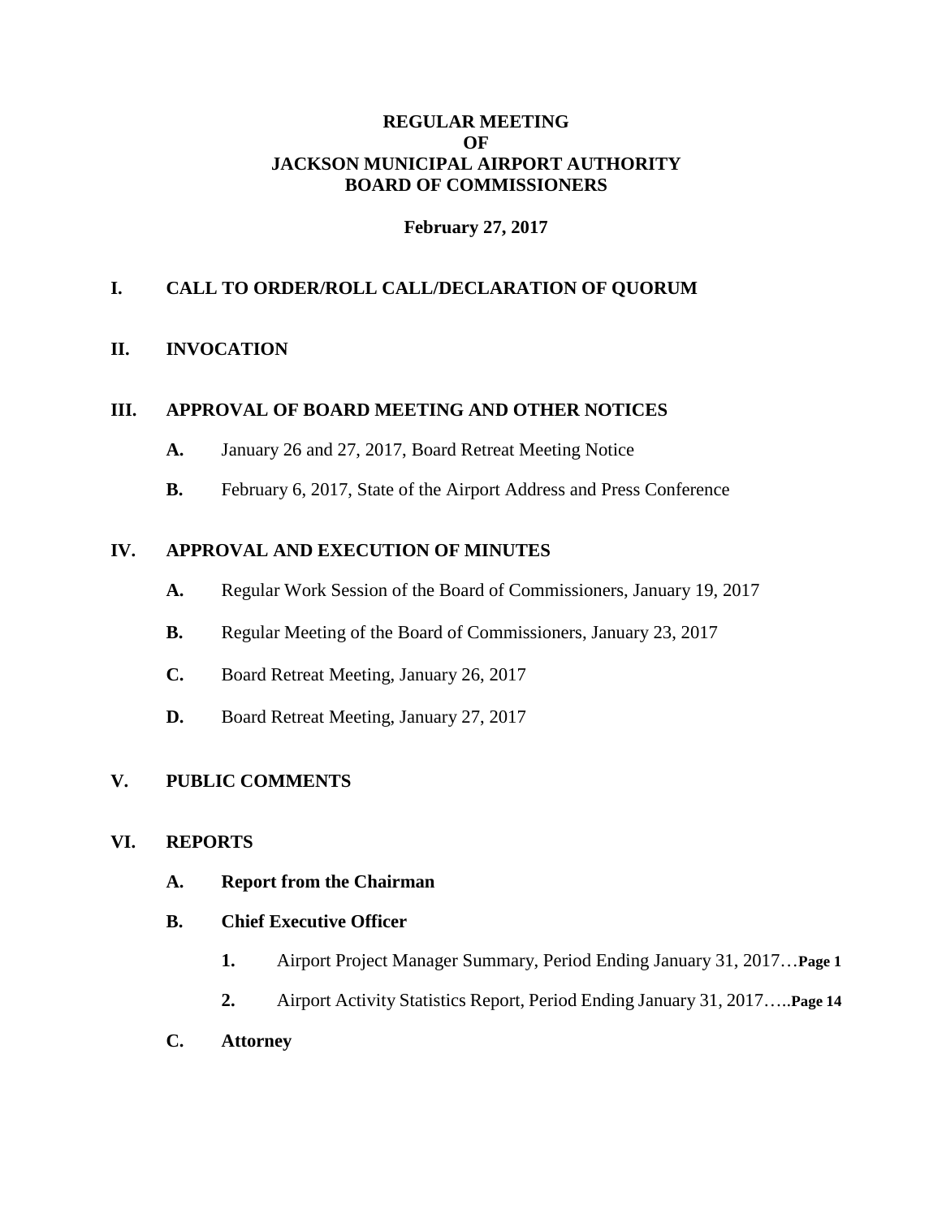# REGULAR MEETING OF JACKSON MUNICIPAL AIRPORT AUTHORITY BOARD OF COMMISSIONERS

**February 27, 2017**

## I. CALL TO ORDER/ROLL CALL/DECLARATION OF QUORUM

## II. INVOCATION

## III. APPROVAL OF BOARD MEETING AND OTHER NOTICES

**A.** January 26 and 27, 2017, Board Retreat Meeting Notice

**B.** February 6, 2017, State of the Airport Address and Press Conference

## IV. APPROVAL AND EXECUTION OF MINUTES

**A.** Regular Work Session of the Board of Commissioners, January 19, 2017

**B.** Regular Meeting of the Board of Commissioners, January 23, 2017

**C.** Board Retreat Meeting, January 26, 2017

**D.** Board Retreat Meeting, January 27, 2017

## V. PUBLIC COMMENTS

## VI. REPORTS

**A. Report from the Chairman**

**B. Chief Executive Officer**

1. Airport Project Manager Summary, Period Ending January 31, 2017…**Page 1**
2. Airport Activity Statistics Report, Period Ending January 31, 2017…..**Page 14**

**C. Attorney**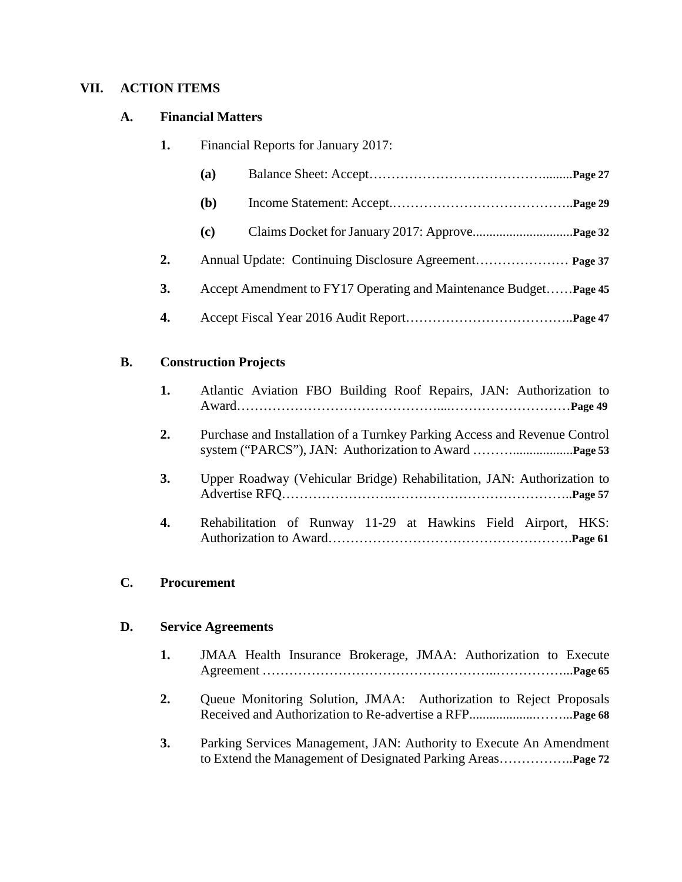## VII. ACTION ITEMS

### A. Financial Matters

1. Financial Reports for January 2017:
   - **(a)** Balance Sheet: Accept……………………………………..........**Page 27**
   - **(b)** Income Statement: Accept.…………………………………..**Page 29**
   - **(c)** Claims Docket for January 2017: Approve..............................**Page 32**
2. Annual Update: Continuing Disclosure Agreement………………… **Page 37**
3. Accept Amendment to FY17 Operating and Maintenance Budget……**Page 45**
4. Accept Fiscal Year 2016 Audit Report………………………………..**Page 47**

### B. Construction Projects

1. Atlantic Aviation FBO Building Roof Repairs, JAN: Authorization to Award……………………………………....………………………**Page 49**
2. Purchase and Installation of a Turnkey Parking Access and Revenue Control system ("PARCS"), JAN: Authorization to Award ………..................**Page 53**
3. Upper Roadway (Vehicular Bridge) Rehabilitation, JAN: Authorization to Advertise RFQ…………………….…………………………………..**Page 57**
4. Rehabilitation of Runway 11-29 at Hawkins Field Airport, HKS: Authorization to Award………………………………………………**Page 61**

### C. Procurement

### D. Service Agreements

1. JMAA Health Insurance Brokerage, JMAA: Authorization to Execute Agreement …………………………………………..……………...**Page 65**
2. Queue Monitoring Solution, JMAA: Authorization to Reject Proposals Received and Authorization to Re-advertise a RFP..................……..**Page 68**
3. Parking Services Management, JAN: Authority to Execute An Amendment to Extend the Management of Designated Parking Areas……………..**Page 72**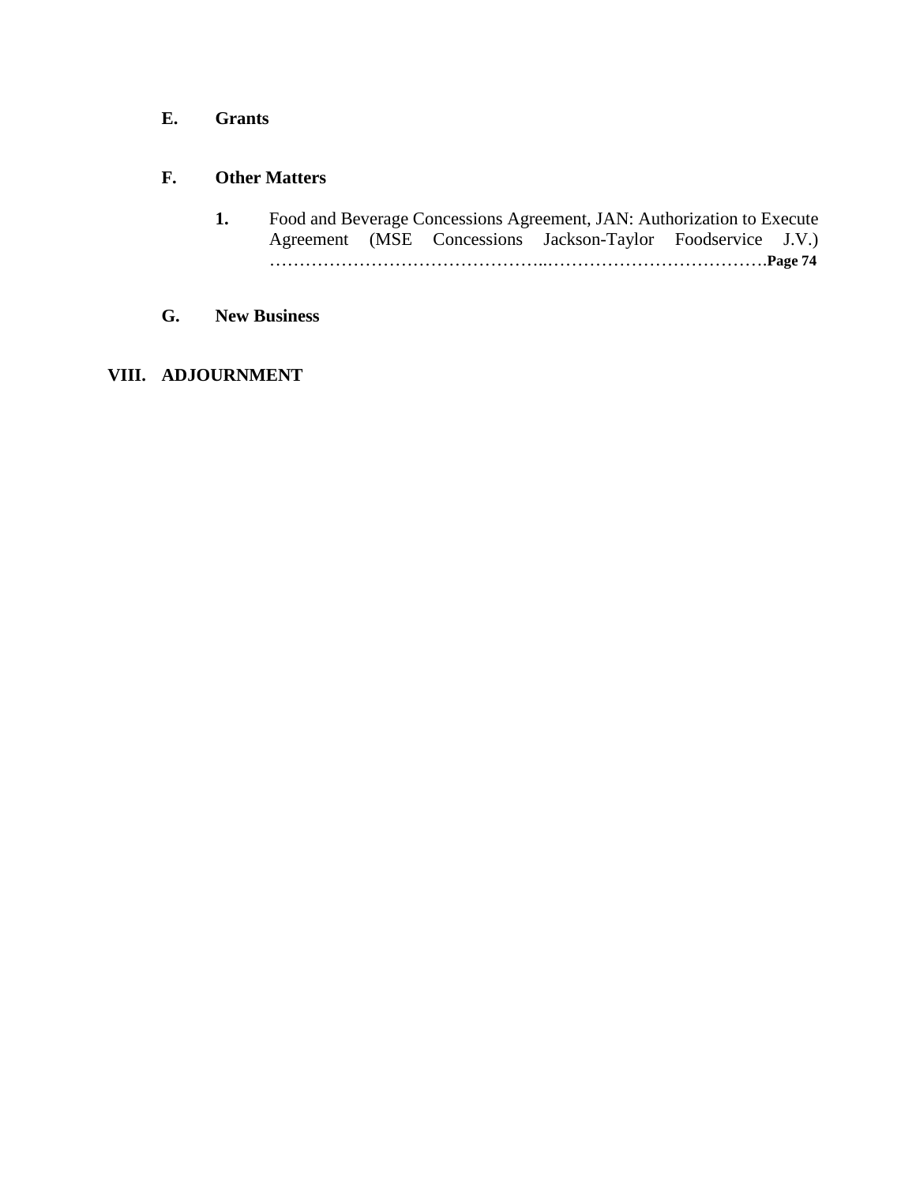**E. Grants**

**F. Other Matters**

1. Food and Beverage Concessions Agreement, JAN: Authorization to Execute Agreement (MSE Concessions Jackson-Taylor Foodservice J.V.) ……………………………………..……………………………….**Page 74**

**G. New Business**

**VIII. ADJOURNMENT**